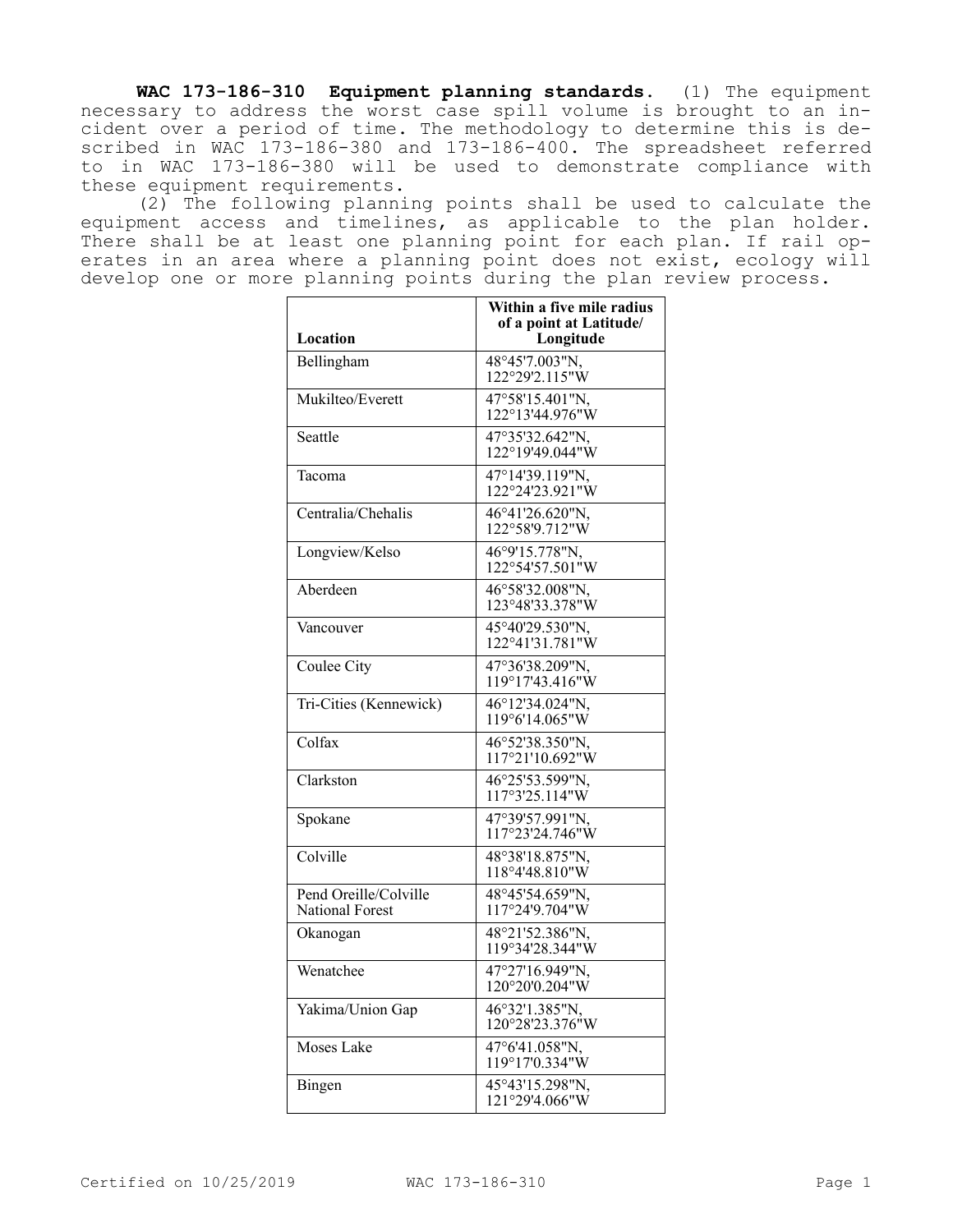**WAC 173-186-310 Equipment planning standards.** (1) The equipment necessary to address the worst case spill volume is brought to an incident over a period of time. The methodology to determine this is described in WAC 173-186-380 and 173-186-400. The spreadsheet referred to in WAC 173-186-380 will be used to demonstrate compliance with these equipment requirements.

(2) The following planning points shall be used to calculate the equipment access and timelines, as applicable to the plan holder. There shall be at least one planning point for each plan. If rail operates in an area where a planning point does not exist, ecology will develop one or more planning points during the plan review process.

| Location | Within a five mile radius of a point at Latitude/ Longitude |
|---|---|
| Bellingham | 48°45'7.003"N, 122°29'2.115"W |
| Mukilteo/Everett | 47°58'15.401"N, 122°13'44.976"W |
| Seattle | 47°35'32.642"N, 122°19'49.044"W |
| Tacoma | 47°14'39.119"N, 122°24'23.921"W |
| Centralia/Chehalis | 46°41'26.620"N, 122°58'9.712"W |
| Longview/Kelso | 46°9'15.778"N, 122°54'57.501"W |
| Aberdeen | 46°58'32.008"N, 123°48'33.378"W |
| Vancouver | 45°40'29.530"N, 122°41'31.781"W |
| Coulee City | 47°36'38.209"N, 119°17'43.416"W |
| Tri-Cities (Kennewick) | 46°12'34.024"N, 119°6'14.065"W |
| Colfax | 46°52'38.350"N, 117°21'10.692"W |
| Clarkston | 46°25'53.599"N, 117°3'25.114"W |
| Spokane | 47°39'57.991"N, 117°23'24.746"W |
| Colville | 48°38'18.875"N, 118°4'48.810"W |
| Pend Oreille/Colville National Forest | 48°45'54.659"N, 117°24'9.704"W |
| Okanogan | 48°21'52.386"N, 119°34'28.344"W |
| Wenatchee | 47°27'16.949"N, 120°20'0.204"W |
| Yakima/Union Gap | 46°32'1.385"N, 120°28'23.376"W |
| Moses Lake | 47°6'41.058"N, 119°17'0.334"W |
| Bingen | 45°43'15.298"N, 121°29'4.066"W |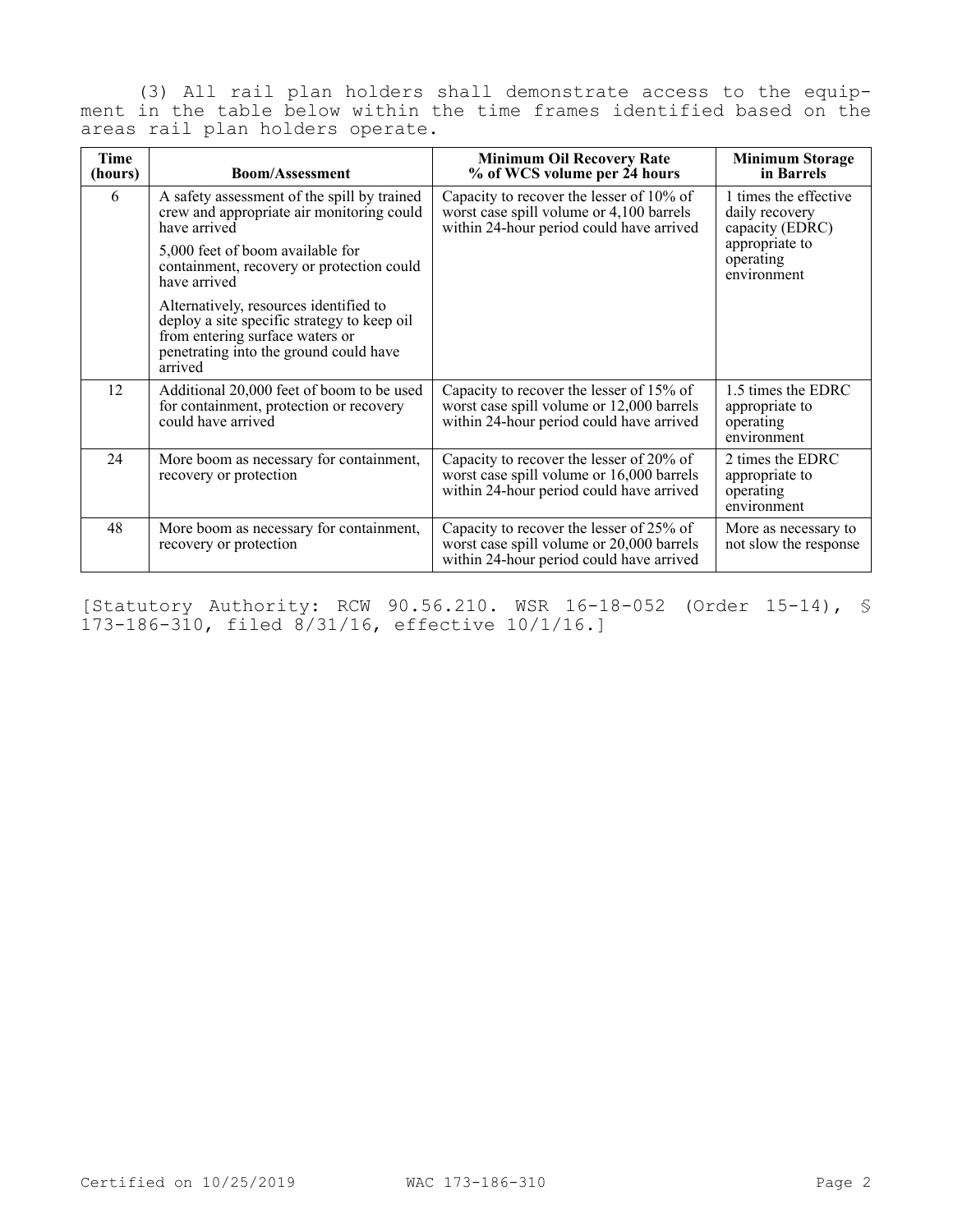(3) All rail plan holders shall demonstrate access to the equipment in the table below within the time frames identified based on the areas rail plan holders operate.

| Time (hours) | Boom/Assessment | Minimum Oil Recovery Rate % of WCS volume per 24 hours | Minimum Storage in Barrels |
|---|---|---|---|
| 6 | A safety assessment of the spill by trained crew and appropriate air monitoring could have arrived<br><br>5,000 feet of boom available for containment, recovery or protection could have arrived<br><br>Alternatively, resources identified to deploy a site specific strategy to keep oil from entering surface waters or penetrating into the ground could have arrived | Capacity to recover the lesser of 10% of worst case spill volume or 4,100 barrels within 24-hour period could have arrived | 1 times the effective daily recovery capacity (EDRC) appropriate to operating environment |
| 12 | Additional 20,000 feet of boom to be used for containment, protection or recovery could have arrived | Capacity to recover the lesser of 15% of worst case spill volume or 12,000 barrels within 24-hour period could have arrived | 1.5 times the EDRC appropriate to operating environment |
| 24 | More boom as necessary for containment, recovery or protection | Capacity to recover the lesser of 20% of worst case spill volume or 16,000 barrels within 24-hour period could have arrived | 2 times the EDRC appropriate to operating environment |
| 48 | More boom as necessary for containment, recovery or protection | Capacity to recover the lesser of 25% of worst case spill volume or 20,000 barrels within 24-hour period could have arrived | More as necessary to not slow the response |

[Statutory Authority: RCW 90.56.210. WSR 16-18-052 (Order 15-14), § 173-186-310, filed 8/31/16, effective 10/1/16.]